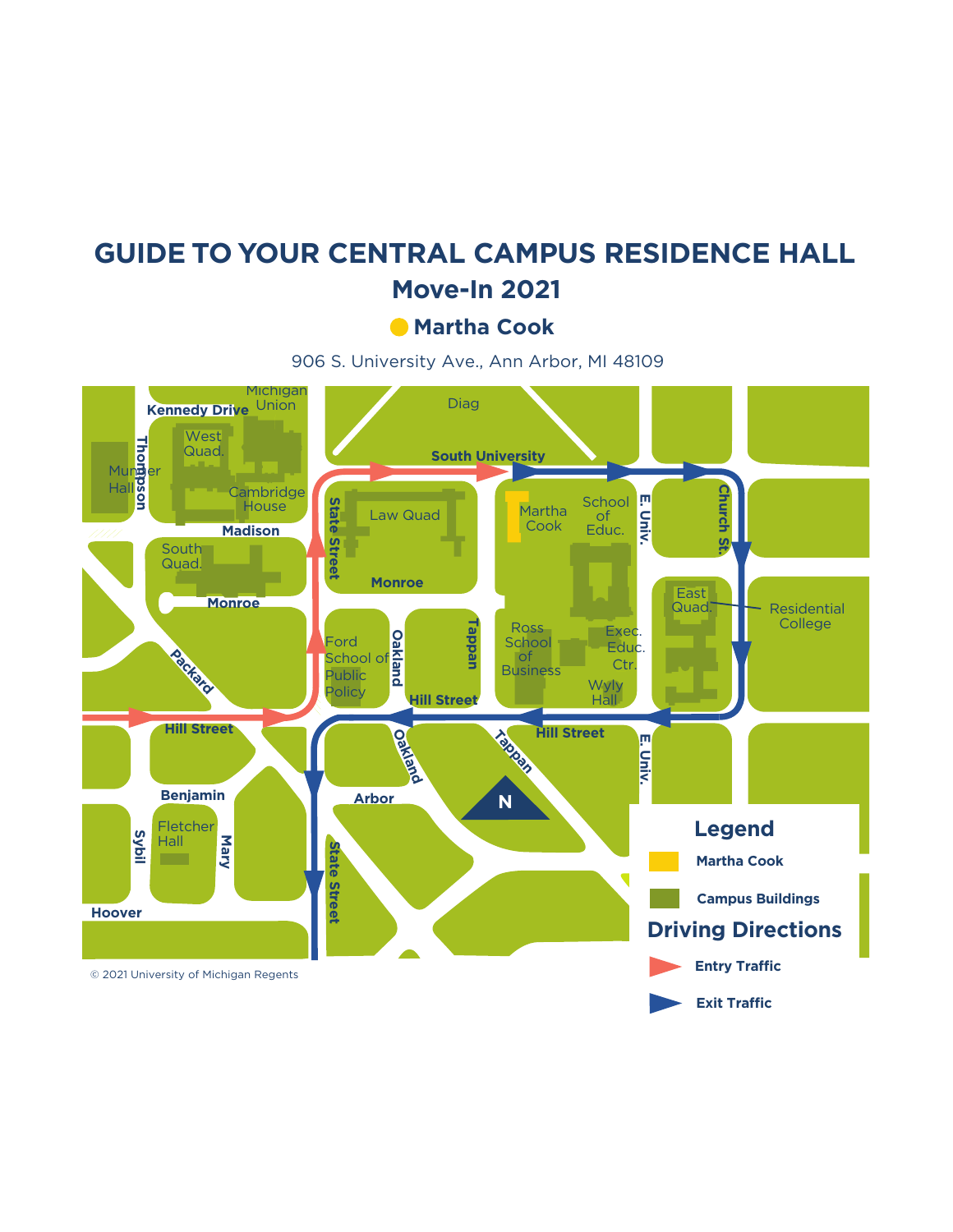# GUIDE TO YOUR CENTRAL CAMPUS RESIDENCE HALL

## Move-In 2021

### Martha Cook

906 S. University Ave., Ann Arbor, MI 48109

Michigan Union
Kennedy Drive
Diag
West Quad.
Munger Hall
Thompson
Cambridge House
South University
State Street
Law Quad
Martha Cook
School of Educ.
E. Univ.
Church St.
Madison
South Quad.
Monroe
Monroe
East Quad.
Residential College
Ford School of Public Policy
Oakland
Tappan
Ross School of Business
Exec. Educ. Ctr.
Wyly Hall
Packard
Hill Street
Hill Street
Hill Street
Oakland
Tappan
E. Univ.
Benjamin
Arbor
N
Fletcher Hall
Sybil
Mary
State Street
Hoover

**Legend**

- **Martha Cook**
- **Campus Buildings**

**Driving Directions**

- **Entry Traffic**
- **Exit Traffic**

© 2021 University of Michigan Regents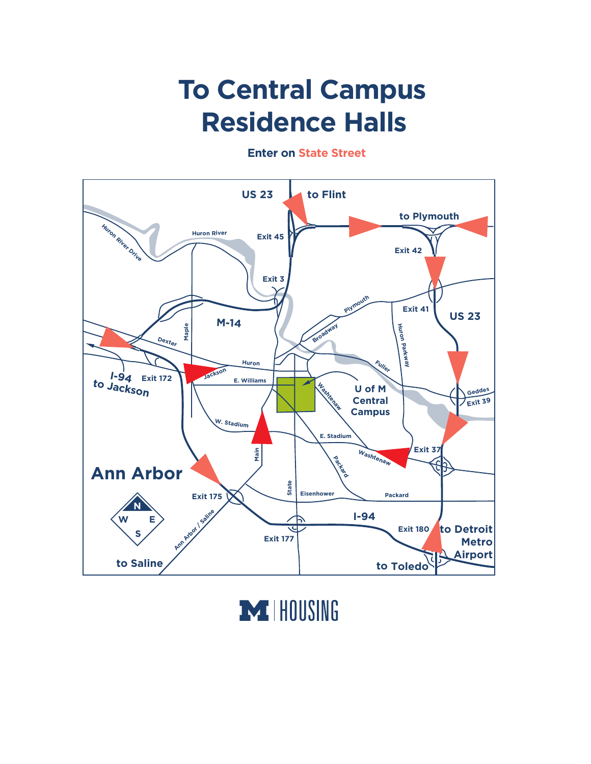# To Central Campus Residence Halls

**Enter on State Street**

US 23
to Flint
to Plymouth
Exit 45
Exit 42
Huron River
Huron River Drive
Exit 3
Plymouth
Exit 41
US 23
M-14
Maple
Broadway
Huron Parkway
Dexter
Huron
Fuller
I-94
to Jackson
Exit 172
Jackson
E. Williams
Washtenaw
U of M
Central
Campus
Geddes
Exit 39
W. Stadium
E. Stadium
Exit 37
Main
Washtenaw
Packard
Ann Arbor
Exit 175
State
Eisenhower
Packard
I-94
Exit 177
Exit 180
to Detroit
Metro
Airport
Ann Arbor / Saline
to Saline
to Toledo
N
W
E
S

M | HOUSING